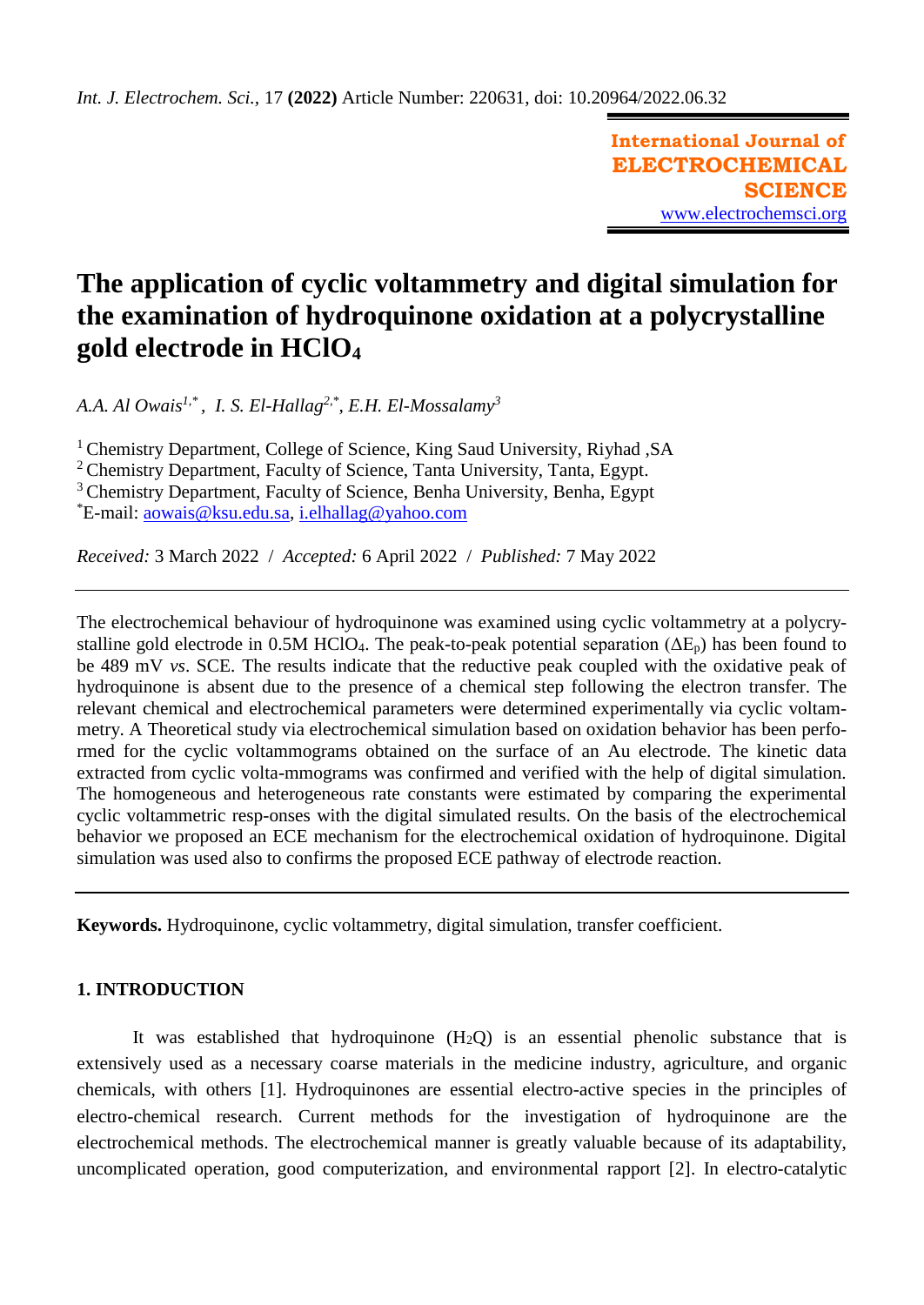International Journal of
ELECTROCHEMICAL
SCIENCE
www.electrochemsci.org

# The application of cyclic voltammetry and digital simulation for the examination of hydroquinone oxidation at a polycrystalline gold electrode in $HClO_4$

*A.A. Al Owais[1,\*], I. S. El-Hallag[2,\*], E.H. El-Mossalamy[3]*

[1] Chemistry Department, College of Science, King Saud University, Riyhad ,SA
[2] Chemistry Department, Faculty of Science, Tanta University, Tanta, Egypt.
[3] Chemistry Department, Faculty of Science, Benha University, Benha, Egypt
[\*]E-mail: aowais@ksu.edu.sa, i.elhallag@yahoo.com

*Received:* 3 March 2022 / *Accepted:* 6 April 2022 / *Published:* 7 May 2022

---

The electrochemical behaviour of hydroquinone was examined using cyclic voltammetry at a polycrystalline gold electrode in 0.5M $HClO_4$. The peak-to-peak potential separation ($\Delta E_p$) has been found to be 489 mV *vs*. SCE. The results indicate that the reductive peak coupled with the oxidative peak of hydroquinone is absent due to the presence of a chemical step following the electron transfer. The relevant chemical and electrochemical parameters were determined experimentally via cyclic voltammetry. A Theoretical study via electrochemical simulation based on oxidation behavior has been performed for the cyclic voltammograms obtained on the surface of an Au electrode. The kinetic data extracted from cyclic volta-mmograms was confirmed and verified with the help of digital simulation. The homogeneous and heterogeneous rate constants were estimated by comparing the experimental cyclic voltammetric resp-onses with the digital simulated results. On the basis of the electrochemical behavior we proposed an ECE mechanism for the electrochemical oxidation of hydroquinone. Digital simulation was used also to confirms the proposed ECE pathway of electrode reaction.

---

**Keywords.** Hydroquinone, cyclic voltammetry, digital simulation, transfer coefficient.

## 1. INTRODUCTION

It was established that hydroquinone ($H_2Q$) is an essential phenolic substance that is extensively used as a necessary coarse materials in the medicine industry, agriculture, and organic chemicals, with others [1]. Hydroquinones are essential electro-active species in the principles of electro-chemical research. Current methods for the investigation of hydroquinone are the electrochemical methods. The electrochemical manner is greatly valuable because of its adaptability, uncomplicated operation, good computerization, and environmental rapport [2]. In electro-catalytic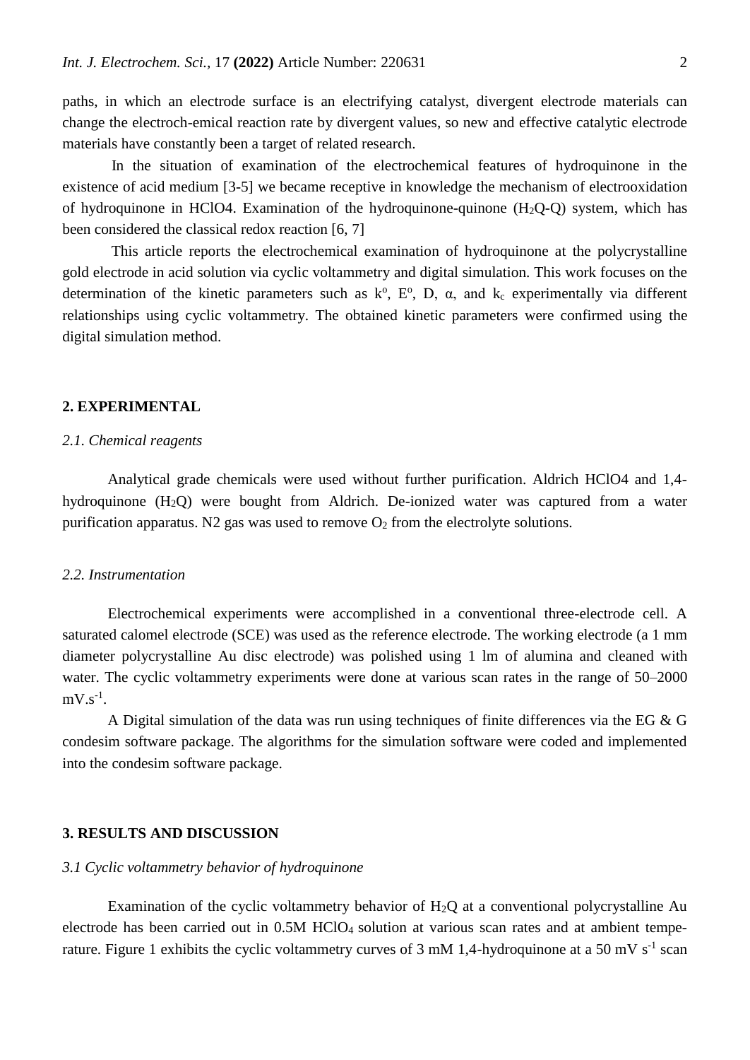paths, in which an electrode surface is an electrifying catalyst, divergent electrode materials can change the electroch-emical reaction rate by divergent values, so new and effective catalytic electrode materials have constantly been a target of related research.

In the situation of examination of the electrochemical features of hydroquinone in the existence of acid medium [3-5] we became receptive in knowledge the mechanism of electrooxidation of hydroquinone in HClO4. Examination of the hydroquinone-quinone ($H_2Q$-Q) system, which has been considered the classical redox reaction [6, 7]

This article reports the electrochemical examination of hydroquinone at the polycrystalline gold electrode in acid solution via cyclic voltammetry and digital simulation. This work focuses on the determination of the kinetic parameters such as $k^o$, $E^o$, D, α, and $k_c$ experimentally via different relationships using cyclic voltammetry. The obtained kinetic parameters were confirmed using the digital simulation method.

## 2. EXPERIMENTAL

### *2.1. Chemical reagents*

Analytical grade chemicals were used without further purification. Aldrich HClO4 and 1,4-hydroquinone ($H_2Q$) were bought from Aldrich. De-ionized water was captured from a water purification apparatus. N2 gas was used to remove $O_2$ from the electrolyte solutions.

### *2.2. Instrumentation*

Electrochemical experiments were accomplished in a conventional three-electrode cell. A saturated calomel electrode (SCE) was used as the reference electrode. The working electrode (a 1 mm diameter polycrystalline Au disc electrode) was polished using 1 lm of alumina and cleaned with water. The cyclic voltammetry experiments were done at various scan rates in the range of 50–2000 $mV.s^{-1}$.

A Digital simulation of the data was run using techniques of finite differences via the EG & G condesim software package. The algorithms for the simulation software were coded and implemented into the condesim software package.

## 3. RESULTS AND DISCUSSION

### *3.1 Cyclic voltammetry behavior of hydroquinone*

Examination of the cyclic voltammetry behavior of $H_2Q$ at a conventional polycrystalline Au electrode has been carried out in 0.5M $HClO_4$ solution at various scan rates and at ambient tempe-rature. Figure 1 exhibits the cyclic voltammetry curves of 3 mM 1,4-hydroquinone at a 50 mV $s^{-1}$ scan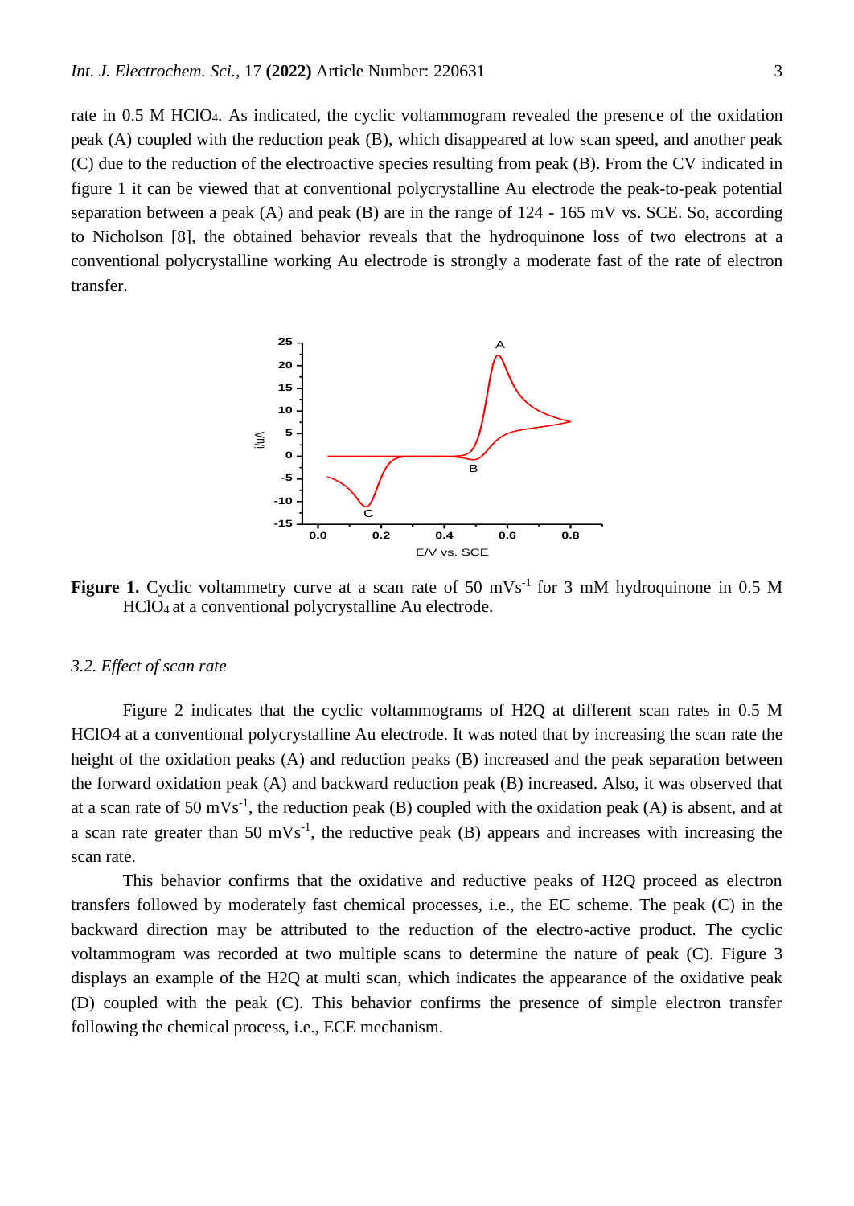rate in 0.5 M $HClO_4$. As indicated, the cyclic voltammogram revealed the presence of the oxidation peak (A) coupled with the reduction peak (B), which disappeared at low scan speed, and another peak (C) due to the reduction of the electroactive species resulting from peak (B). From the CV indicated in figure 1 it can be viewed that at conventional polycrystalline Au electrode the peak-to-peak potential separation between a peak (A) and peak (B) are in the range of 124 - 165 mV vs. SCE. So, according to Nicholson [8], the obtained behavior reveals that the hydroquinone loss of two electrons at a conventional polycrystalline working Au electrode is strongly a moderate fast of the rate of electron transfer.

**Figure 1.** Cyclic voltammetry curve at a scan rate of 50 $mVs^{-1}$ for 3 mM hydroquinone in 0.5 M $HClO_4$ at a conventional polycrystalline Au electrode.

### *3.2. Effect of scan rate*

Figure 2 indicates that the cyclic voltammograms of H2Q at different scan rates in 0.5 M HClO4 at a conventional polycrystalline Au electrode. It was noted that by increasing the scan rate the height of the oxidation peaks (A) and reduction peaks (B) increased and the peak separation between the forward oxidation peak (A) and backward reduction peak (B) increased. Also, it was observed that at a scan rate of 50 $mVs^{-1}$, the reduction peak (B) coupled with the oxidation peak (A) is absent, and at a scan rate greater than 50 $mVs^{-1}$, the reductive peak (B) appears and increases with increasing the scan rate.

This behavior confirms that the oxidative and reductive peaks of H2Q proceed as electron transfers followed by moderately fast chemical processes, i.e., the EC scheme. The peak (C) in the backward direction may be attributed to the reduction of the electro-active product. The cyclic voltammogram was recorded at two multiple scans to determine the nature of peak (C). Figure 3 displays an example of the H2Q at multi scan, which indicates the appearance of the oxidative peak (D) coupled with the peak (C). This behavior confirms the presence of simple electron transfer following the chemical process, i.e., ECE mechanism.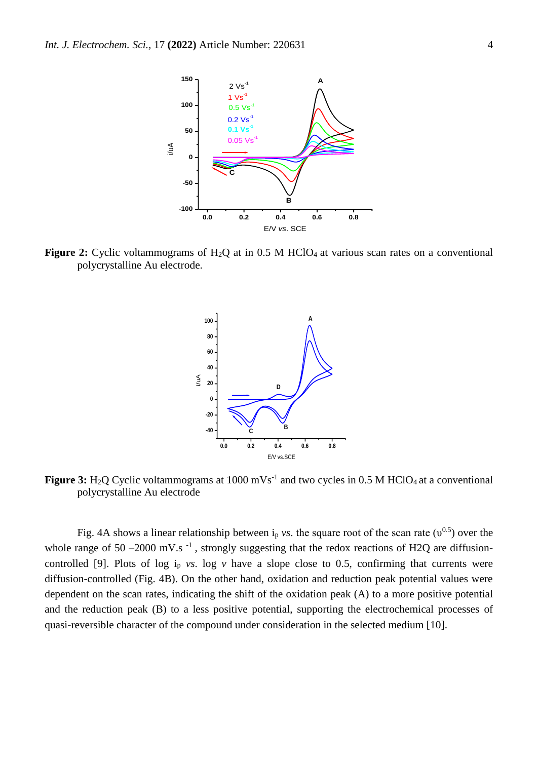**Figure 2:** Cyclic voltammograms of $H_2Q$ at in 0.5 M $HClO_4$ at various scan rates on a conventional polycrystalline Au electrode.

**Figure 3:** $H_2Q$ Cyclic voltammograms at 1000 $mVs^{-1}$ and two cycles in 0.5 M $HClO_4$ at a conventional polycrystalline Au electrode

Fig. 4A shows a linear relationship between $i_p$ *vs*. the square root of the scan rate ($\upsilon^{0.5}$) over the whole range of 50 –2000 $mV.s^{-1}$ , strongly suggesting that the redox reactions of H2Q are diffusion-controlled [9]. Plots of log $i_p$ *vs*. log $v$ have a slope close to 0.5, confirming that currents were diffusion-controlled (Fig. 4B). On the other hand, oxidation and reduction peak potential values were dependent on the scan rates, indicating the shift of the oxidation peak (A) to a more positive potential and the reduction peak (B) to a less positive potential, supporting the electrochemical processes of quasi-reversible character of the compound under consideration in the selected medium [10].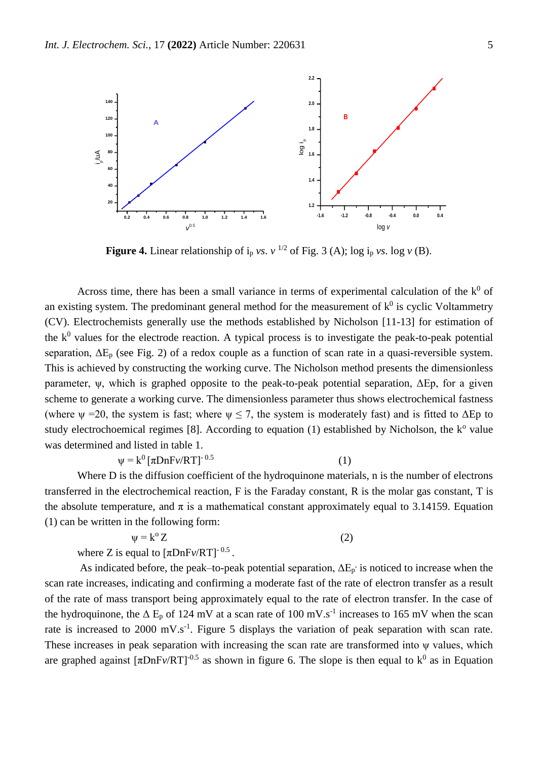**Figure 4.** Linear relationship of $i_p$ *vs.* $v^{1/2}$ of Fig. 3 (A); log $i_p$ *vs.* log $v$ (B).

Across time, there has been a small variance in terms of experimental calculation of the $k^0$ of an existing system. The predominant general method for the measurement of $k^0$ is cyclic Voltammetry (CV). Electrochemists generally use the methods established by Nicholson [11-13] for estimation of the $k^0$ values for the electrode reaction. A typical process is to investigate the peak-to-peak potential separation, $\Delta E_p$ (see Fig. 2) of a redox couple as a function of scan rate in a quasi-reversible system. This is achieved by constructing the working curve. The Nicholson method presents the dimensionless parameter, $\psi$, which is graphed opposite to the peak-to-peak potential separation, $\Delta Ep$, for a given scheme to generate a working curve. The dimensionless parameter thus shows electrochemical fastness (where $\psi$ =20, the system is fast; where $\psi \leq 7$, the system is moderately fast) and is fitted to $\Delta Ep$ to study electrochoemical regimes [8]. According to equation (1) established by Nicholson, the $k^o$ value was determined and listed in table 1.

$$\psi = k^0 \, [\pi D n F v/RT]^{-0.5} \qquad (1)$$

Where D is the diffusion coefficient of the hydroquinone materials, n is the number of electrons transferred in the electrochemical reaction, F is the Faraday constant, R is the molar gas constant, T is the absolute temperature, and $\pi$ is a mathematical constant approximately equal to 3.14159. Equation (1) can be written in the following form:

$$\psi = k^o \, Z \qquad (2)$$

where Z is equal to $[\pi D n F v/RT]^{-0.5}$.

As indicated before, the peak–to-peak potential separation, $\Delta E_{p'}$ is noticed to increase when the scan rate increases, indicating and confirming a moderate fast of the rate of electron transfer as a result of the rate of mass transport being approximately equal to the rate of electron transfer. In the case of the hydroquinone, the $\Delta E_p$ of 124 mV at a scan rate of 100 $mV.s^{-1}$ increases to 165 mV when the scan rate is increased to 2000 $mV.s^{-1}$. Figure 5 displays the variation of peak separation with scan rate. These increases in peak separation with increasing the scan rate are transformed into $\psi$ values, which are graphed against $[\pi D n F v/RT]^{-0.5}$ as shown in figure 6. The slope is then equal to $k^0$ as in Equation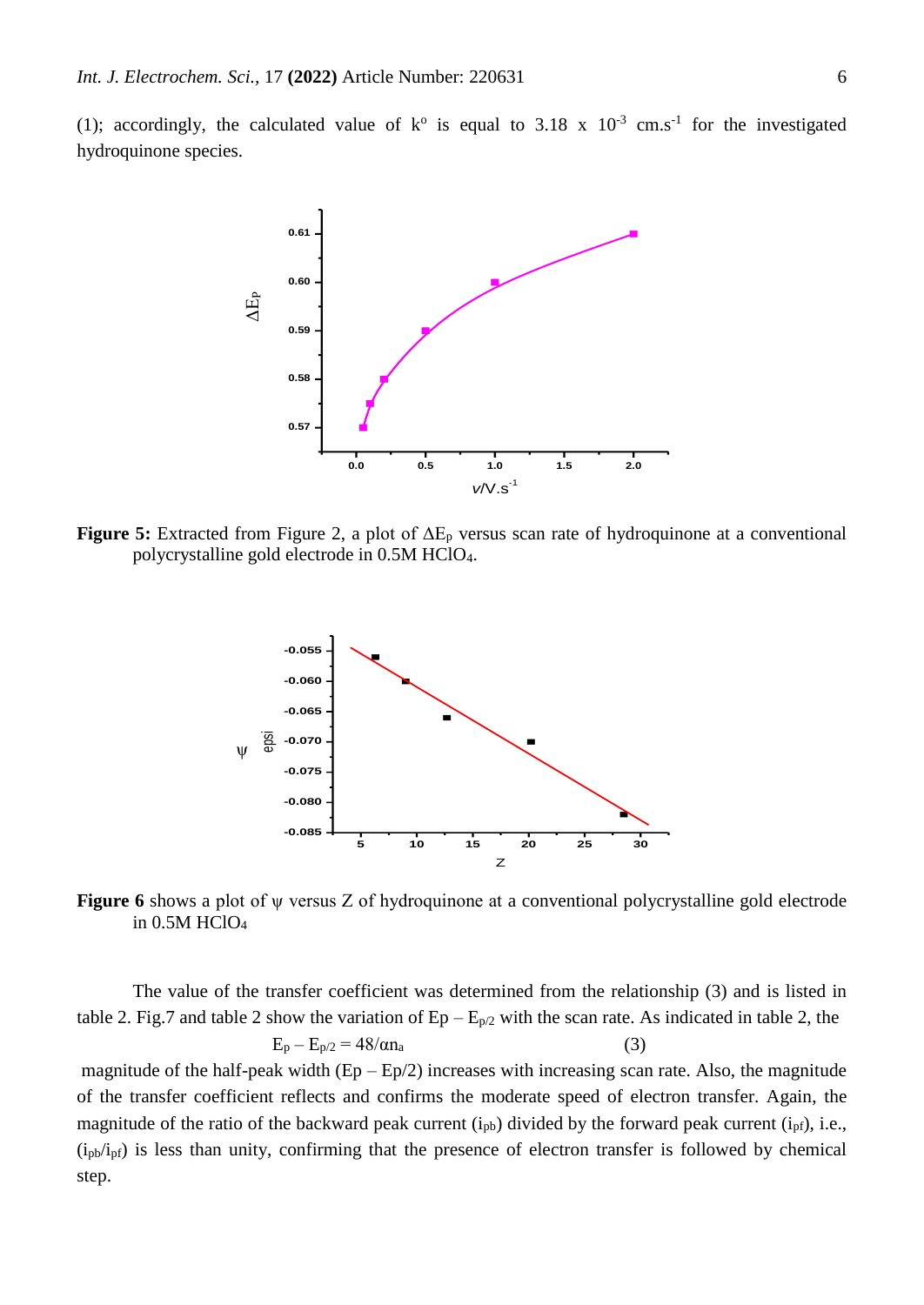(1); accordingly, the calculated value of $k^o$ is equal to $3.18 \times 10^{-3}$ $cm.s^{-1}$ for the investigated hydroquinone species.

**Figure 5:** Extracted from Figure 2, a plot of $\Delta E_p$ versus scan rate of hydroquinone at a conventional polycrystalline gold electrode in 0.5M $HClO_4$.

**Figure 6** shows a plot of $\psi$ versus Z of hydroquinone at a conventional polycrystalline gold electrode in 0.5M $HClO_4$

The value of the transfer coefficient was determined from the relationship (3) and is listed in table 2. Fig.7 and table 2 show the variation of $E_p - E_{p/2}$ with the scan rate. As indicated in table 2, the

$$E_p - E_{p/2} = 48/\alpha n_a \qquad (3)$$

magnitude of the half-peak width ($E_p - E_{p/2}$) increases with increasing scan rate. Also, the magnitude of the transfer coefficient reflects and confirms the moderate speed of electron transfer. Again, the magnitude of the ratio of the backward peak current ($i_{pb}$) divided by the forward peak current ($i_{pf}$), i.e., ($i_{pb}/i_{pf}$) is less than unity, confirming that the presence of electron transfer is followed by chemical step.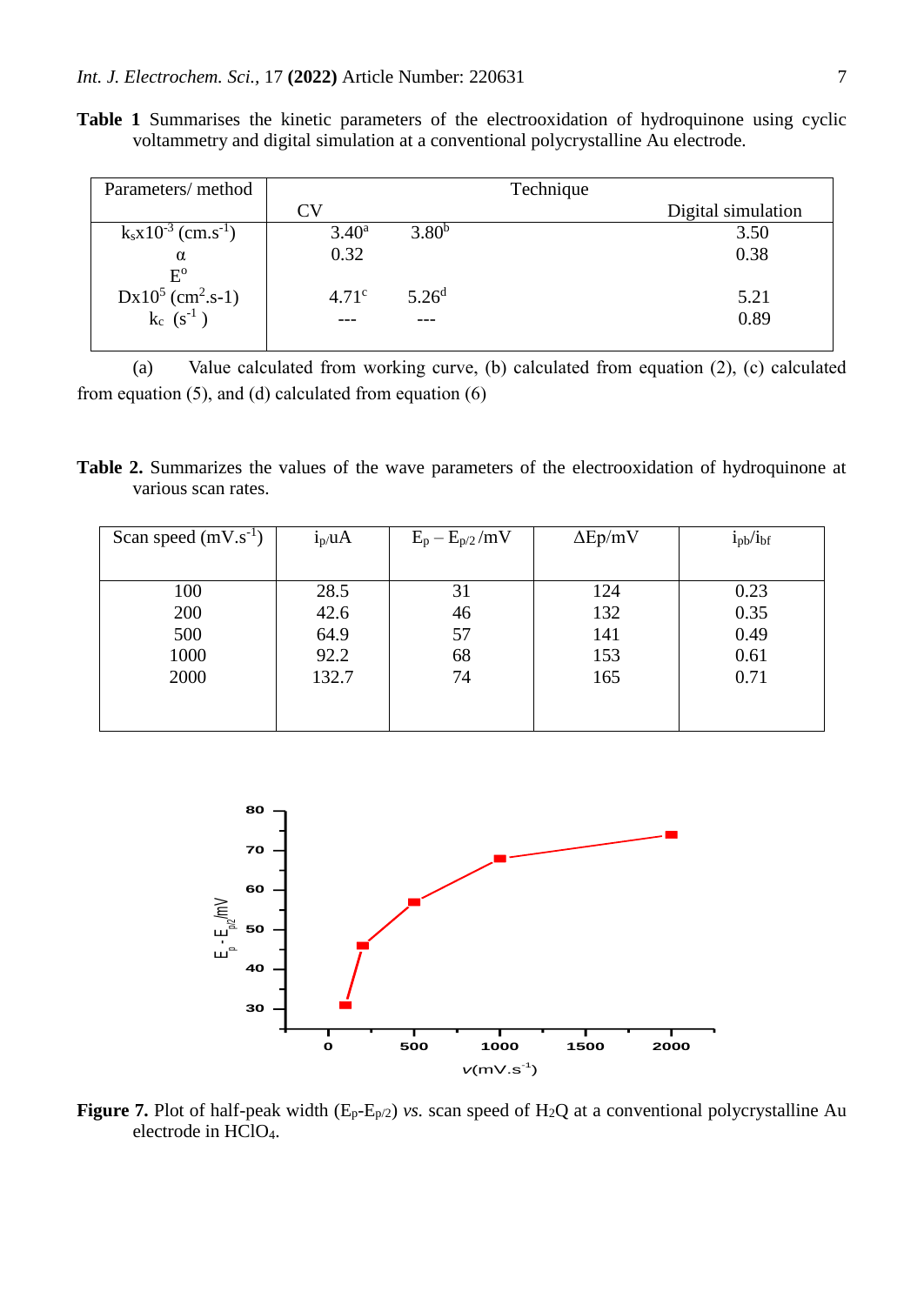**Table 1** Summarises the kinetic parameters of the electrooxidation of hydroquinone using cyclic voltammetry and digital simulation at a conventional polycrystalline Au electrode.

| Parameters/ method | Technique | | |
|---|---|---|---|
| | CV | | Digital simulation |
| $k_s$x$10^{-3}$ (cm.s$^{-1}$) | 3.40[a] | 3.80[b] | 3.50 |
| α | 0.32 | | 0.38 |
| $E^o$ | | | |
| Dx$10^5$ (cm$^2$.s-1) | 4.71[c] | 5.26[d] | 5.21 |
| $k_c$ (s$^{-1}$ ) | --- | --- | 0.89 |

(a) Value calculated from working curve, (b) calculated from equation (2), (c) calculated from equation (5), and (d) calculated from equation (6)

**Table 2.** Summarizes the values of the wave parameters of the electrooxidation of hydroquinone at various scan rates.

| Scan speed (mV.s$^{-1}$) | $i_p$/uA | $E_p – E_{p/2}$ /mV | ΔEp/mV | $i_{pb}/i_{bf}$ |
|---|---|---|---|---|
| 100 | 28.5 | 31 | 124 | 0.23 |
| 200 | 42.6 | 46 | 132 | 0.35 |
| 500 | 64.9 | 57 | 141 | 0.49 |
| 1000 | 92.2 | 68 | 153 | 0.61 |
| 2000 | 132.7 | 74 | 165 | 0.71 |

**Figure 7.** Plot of half-peak width ($E_p$-$E_{p/2}$) *vs.* scan speed of $H_2Q$ at a conventional polycrystalline Au electrode in $HClO_4$.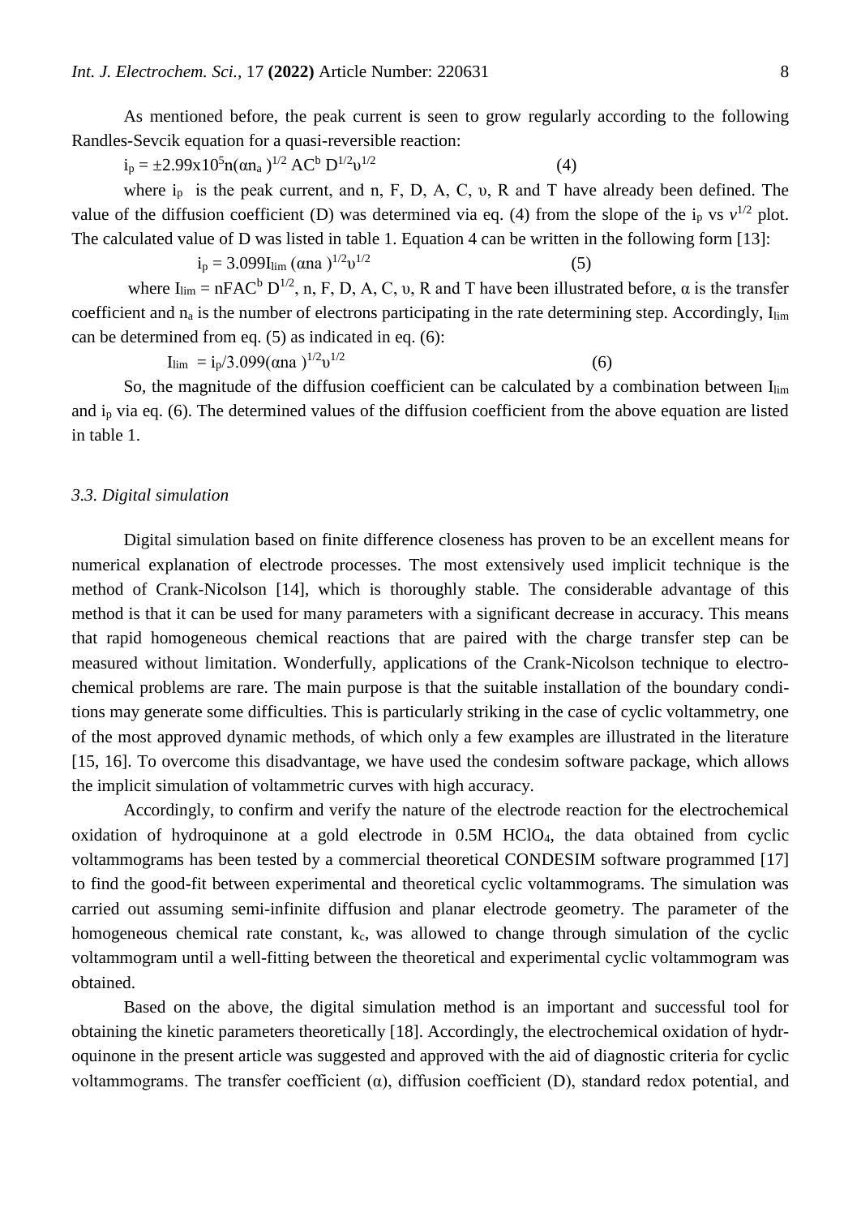As mentioned before, the peak current is seen to grow regularly according to the following Randles-Sevcik equation for a quasi-reversible reaction:

$$i_p = \pm 2.99\text{x}10^5 n(\alpha n_a)^{1/2} AC^b D^{1/2} \upsilon^{1/2} \qquad (4)$$

where $i_p$ is the peak current, and n, F, D, A, C, υ, R and T have already been defined. The value of the diffusion coefficient (D) was determined via eq. (4) from the slope of the $i_p$ vs $v^{1/2}$ plot. The calculated value of D was listed in table 1. Equation 4 can be written in the following form [13]:

$$i_p = 3.099 I_{lim} (\alpha na)^{1/2} \upsilon^{1/2} \qquad (5)$$

where $I_{lim} = nFAC^b D^{1/2}$, n, F, D, A, C, υ, R and T have been illustrated before, α is the transfer coefficient and $n_a$ is the number of electrons participating in the rate determining step. Accordingly, $I_{lim}$ can be determined from eq. (5) as indicated in eq. (6):

$$I_{lim} = i_p / 3.099 (\alpha na)^{1/2} \upsilon^{1/2} \qquad (6)$$

So, the magnitude of the diffusion coefficient can be calculated by a combination between $I_{lim}$ and $i_p$ via eq. (6). The determined values of the diffusion coefficient from the above equation are listed in table 1.

### *3.3. Digital simulation*

Digital simulation based on finite difference closeness has proven to be an excellent means for numerical explanation of electrode processes. The most extensively used implicit technique is the method of Crank-Nicolson [14], which is thoroughly stable. The considerable advantage of this method is that it can be used for many parameters with a significant decrease in accuracy. This means that rapid homogeneous chemical reactions that are paired with the charge transfer step can be measured without limitation. Wonderfully, applications of the Crank-Nicolson technique to electro-chemical problems are rare. The main purpose is that the suitable installation of the boundary condi-tions may generate some difficulties. This is particularly striking in the case of cyclic voltammetry, one of the most approved dynamic methods, of which only a few examples are illustrated in the literature [15, 16]. To overcome this disadvantage, we have used the condesim software package, which allows the implicit simulation of voltammetric curves with high accuracy.

Accordingly, to confirm and verify the nature of the electrode reaction for the electrochemical oxidation of hydroquinone at a gold electrode in 0.5M $HClO_4$, the data obtained from cyclic voltammograms has been tested by a commercial theoretical CONDESIM software programmed [17] to find the good-fit between experimental and theoretical cyclic voltammograms. The simulation was carried out assuming semi-infinite diffusion and planar electrode geometry. The parameter of the homogeneous chemical rate constant, $k_c$, was allowed to change through simulation of the cyclic voltammogram until a well-fitting between the theoretical and experimental cyclic voltammogram was obtained.

Based on the above, the digital simulation method is an important and successful tool for obtaining the kinetic parameters theoretically [18]. Accordingly, the electrochemical oxidation of hydr-oquinone in the present article was suggested and approved with the aid of diagnostic criteria for cyclic voltammograms. The transfer coefficient (α), diffusion coefficient (D), standard redox potential, and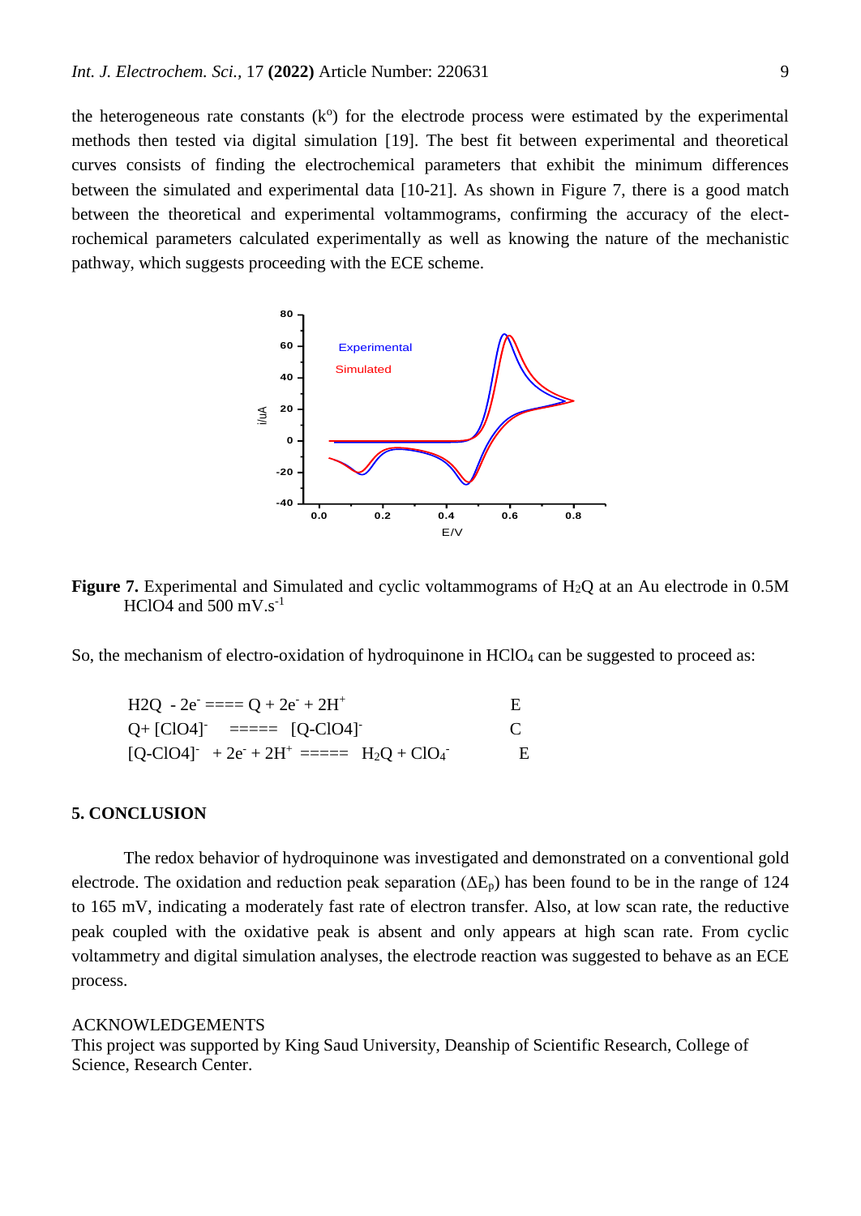the heterogeneous rate constants ($k^o$) for the electrode process were estimated by the experimental methods then tested via digital simulation [19]. The best fit between experimental and theoretical curves consists of finding the electrochemical parameters that exhibit the minimum differences between the simulated and experimental data [10-21]. As shown in Figure 7, there is a good match between the theoretical and experimental voltammograms, confirming the accuracy of the electrochemical parameters calculated experimentally as well as knowing the nature of the mechanistic pathway, which suggests proceeding with the ECE scheme.

**Figure 7.** Experimental and Simulated and cyclic voltammograms of $H_2Q$ at an Au electrode in 0.5M HClO4 and 500 mV.s$^{-1}$

So, the mechanism of electro-oxidation of hydroquinone in $HClO_4$ can be suggested to proceed as:

| | |
|---|---|
| H2Q - 2e$^-$ ==== Q + 2e$^-$ + 2H$^+$ | E |
| Q+ [ClO4]$^-$ ===== [Q-ClO4]$^-$ | C |
| [Q-ClO4]$^-$ + 2e$^-$ + 2H$^+$ ===== $H_2Q$ + $ClO_4^-$ | E |

## 5. CONCLUSION

The redox behavior of hydroquinone was investigated and demonstrated on a conventional gold electrode. The oxidation and reduction peak separation ($\Delta E_p$) has been found to be in the range of 124 to 165 mV, indicating a moderately fast rate of electron transfer. Also, at low scan rate, the reductive peak coupled with the oxidative peak is absent and only appears at high scan rate. From cyclic voltammetry and digital simulation analyses, the electrode reaction was suggested to behave as an ECE process.

ACKNOWLEDGEMENTS

This project was supported by King Saud University, Deanship of Scientific Research, College of Science, Research Center.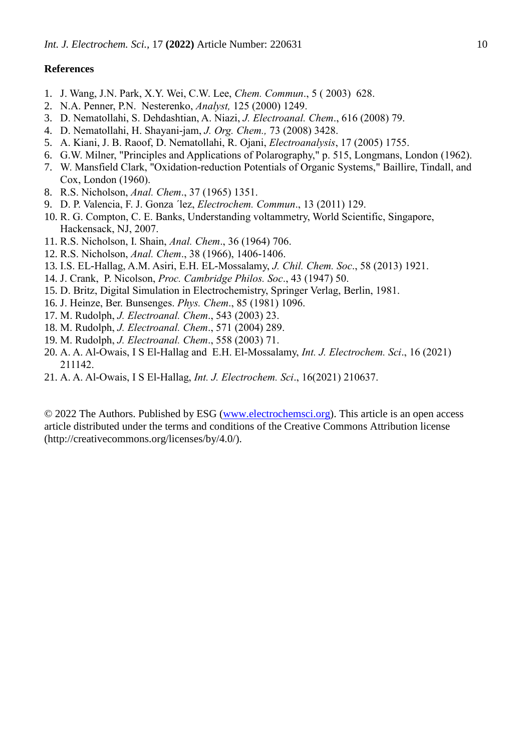## References

1. J. Wang, J.N. Park, X.Y. Wei, C.W. Lee, *Chem. Commun*., 5 ( 2003) 628.
2. N.A. Penner, P.N. Nesterenko, *Analyst,* 125 (2000) 1249.
3. D. Nematollahi, S. Dehdashtian, A. Niazi, *J. Electroanal. Chem*., 616 (2008) 79.
4. D. Nematollahi, H. Shayani-jam, *J. Org. Chem.,* 73 (2008) 3428.
5. A. Kiani, J. B. Raoof, D. Nematollahi, R. Ojani, *Electroanalysis*, 17 (2005) 1755.
6. G.W. Milner, "Principles and Applications of Polarography," p. 515, Longmans, London (1962).
7. W. Mansfield Clark, "Oxidation-reduction Potentials of Organic Systems," Baillire, Tindall, and Cox, London (1960).
8. R.S. Nicholson, *Anal. Chem*., 37 (1965) 1351.
9. D. P. Valencia, F. J. Gonza ́lez, *Electrochem. Commun*., 13 (2011) 129.
10. R. G. Compton, C. E. Banks, Understanding voltammetry, World Scientific, Singapore, Hackensack, NJ, 2007.
11. R.S. Nicholson, I. Shain, *Anal. Chem*., 36 (1964) 706.
12. R.S. Nicholson, *Anal. Chem*., 38 (1966), 1406-1406.
13. I.S. EL-Hallag, A.M. Asiri, E.H. EL-Mossalamy, *J. Chil. Chem. Soc*., 58 (2013) 1921.
14. J. Crank, P. Nicolson, *Proc. Cambridge Philos. Soc*., 43 (1947) 50.
15. D. Britz, Digital Simulation in Electrochemistry, Springer Verlag, Berlin, 1981.
16. J. Heinze, Ber. Bunsenges. *Phys. Chem*., 85 (1981) 1096.
17. M. Rudolph, *J. Electroanal. Chem*., 543 (2003) 23.
18. M. Rudolph, *J. Electroanal. Chem*., 571 (2004) 289.
19. M. Rudolph, *J. Electroanal. Chem*., 558 (2003) 71.
20. A. A. Al-Owais, I S El-Hallag and E.H. El-Mossalamy, *Int. J. Electrochem. Sci*., 16 (2021) 211142.
21. A. A. Al-Owais, I S El-Hallag, *Int. J. Electrochem. Sci*., 16(2021) 210637.

© 2022 The Authors. Published by ESG (www.electrochemsci.org). This article is an open access article distributed under the terms and conditions of the Creative Commons Attribution license (http://creativecommons.org/licenses/by/4.0/).